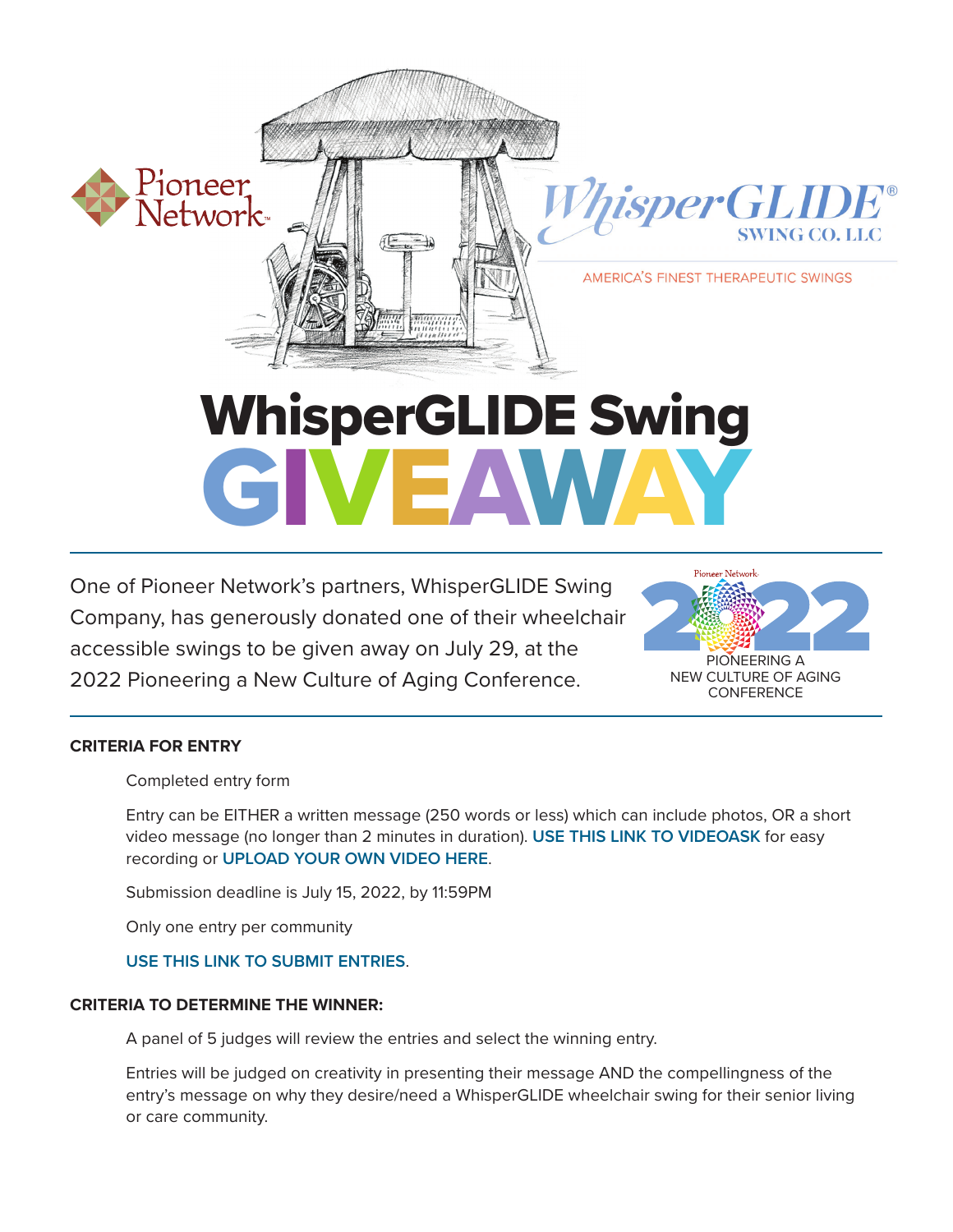Pioneer Network

WhisperGLIDE® SWING CO. LLC

AMERICA'S FINEST THERAPEUTIC SWINGS

# WhisperGLIDE Swing GIVEAWAY

One of Pioneer Network's partners, WhisperGLIDE Swing Company, has generously donated one of their wheelchair accessible swings to be given away on July 29, at the 2022 Pioneering a New Culture of Aging Conference.

Pioneer Network 2022 PIONEERING A NEW CULTURE OF AGING CONFERENCE

**CRITERIA FOR ENTRY**

Completed entry form

Entry can be EITHER a written message (250 words or less) which can include photos, OR a short video message (no longer than 2 minutes in duration). **USE THIS LINK TO VIDEOASK** for easy recording or **UPLOAD YOUR OWN VIDEO HERE**.

Submission deadline is July 15, 2022, by 11:59PM

Only one entry per community

**USE THIS LINK TO SUBMIT ENTRIES**.

**CRITERIA TO DETERMINE THE WINNER:**

A panel of 5 judges will review the entries and select the winning entry.

Entries will be judged on creativity in presenting their message AND the compellingness of the entry's message on why they desire/need a WhisperGLIDE wheelchair swing for their senior living or care community.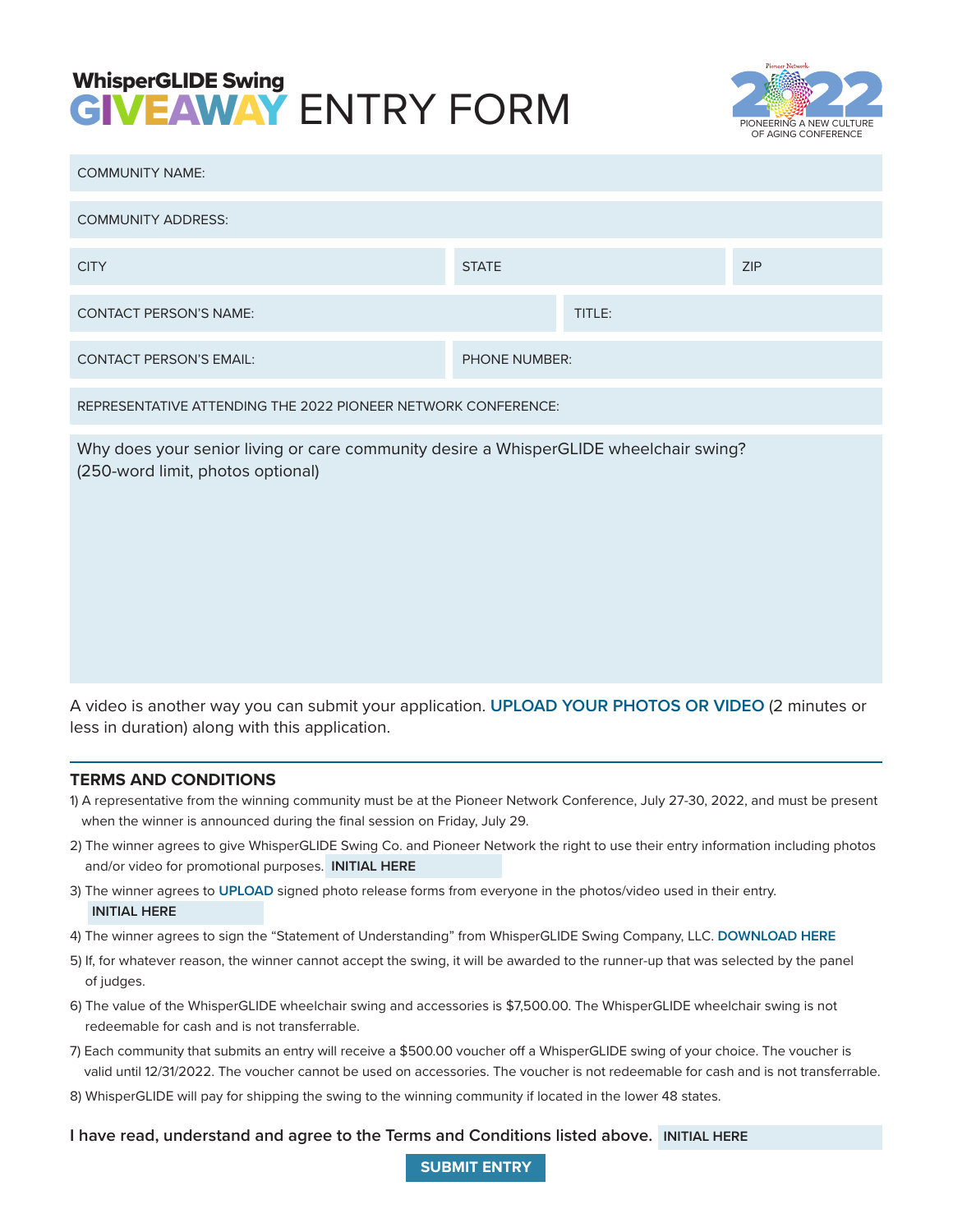# WhisperGLIDE Swing GIVEAWAY ENTRY FORM

Pioneer Network 2022 PIONEERING A NEW CULTURE OF AGING CONFERENCE

COMMUNITY NAME:

COMMUNITY ADDRESS:

CITY | STATE | ZIP

CONTACT PERSON'S NAME: | TITLE:

CONTACT PERSON'S EMAIL: | PHONE NUMBER:

REPRESENTATIVE ATTENDING THE 2022 PIONEER NETWORK CONFERENCE:

Why does your senior living or care community desire a WhisperGLIDE wheelchair swing? (250-word limit, photos optional)

A video is another way you can submit your application. **UPLOAD YOUR PHOTOS OR VIDEO** (2 minutes or less in duration) along with this application.

## TERMS AND CONDITIONS

1) A representative from the winning community must be at the Pioneer Network Conference, July 27-30, 2022, and must be present when the winner is announced during the final session on Friday, July 29.
2) The winner agrees to give WhisperGLIDE Swing Co. and Pioneer Network the right to use their entry information including photos and/or video for promotional purposes. **INITIAL HERE**
3) The winner agrees to **UPLOAD** signed photo release forms from everyone in the photos/video used in their entry. **INITIAL HERE**
4) The winner agrees to sign the "Statement of Understanding" from WhisperGLIDE Swing Company, LLC. **DOWNLOAD HERE**
5) If, for whatever reason, the winner cannot accept the swing, it will be awarded to the runner-up that was selected by the panel of judges.
6) The value of the WhisperGLIDE wheelchair swing and accessories is $7,500.00. The WhisperGLIDE wheelchair swing is not redeemable for cash and is not transferrable.
7) Each community that submits an entry will receive a $500.00 voucher off a WhisperGLIDE swing of your choice. The voucher is valid until 12/31/2022. The voucher cannot be used on accessories. The voucher is not redeemable for cash and is not transferrable.
8) WhisperGLIDE will pay for shipping the swing to the winning community if located in the lower 48 states.

**I have read, understand and agree to the Terms and Conditions listed above.** **INITIAL HERE**

**SUBMIT ENTRY**